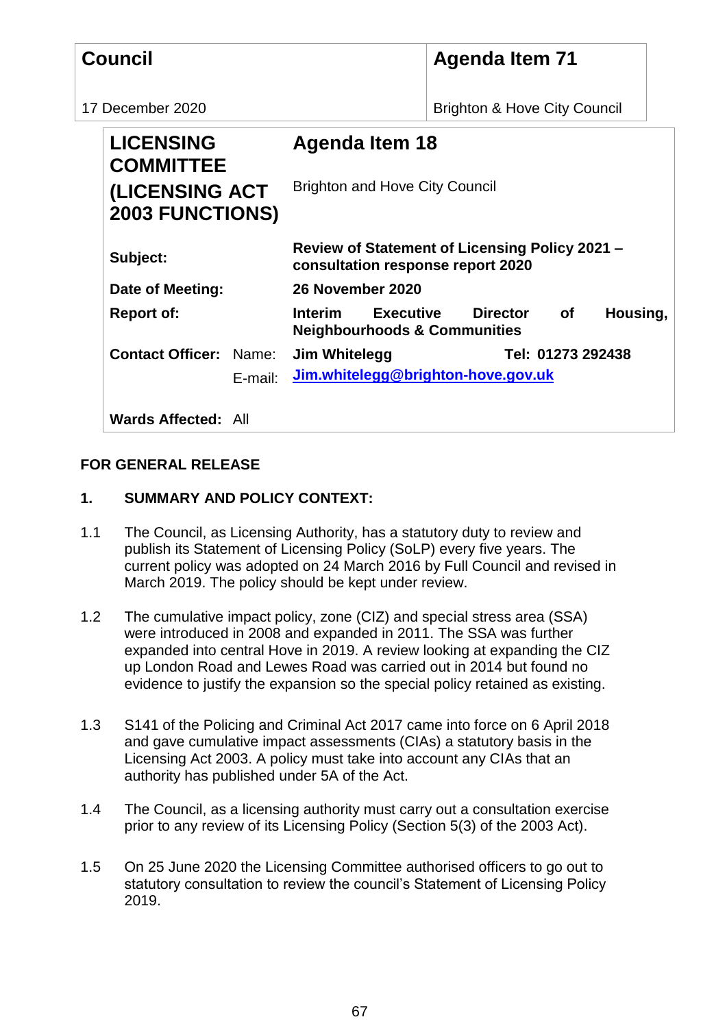| **Council** | **Agenda Item 71** |
| --- | --- |
| 17 December 2020 | Brighton & Hove City Council |

| **LICENSING COMMITTEE (LICENSING ACT 2003 FUNCTIONS)** | **Agenda Item 18** |
| --- | --- |
| | Brighton and Hove City Council |
| **Subject:** | **Review of Statement of Licensing Policy 2021 – consultation response report 2020** |
| **Date of Meeting:** | **26 November 2020** |
| **Report of:** | **Interim Executive Director of Housing, Neighbourhoods & Communities** |
| **Contact Officer:** Name: | **Jim Whitelegg** Tel: **01273 292438** |
| E-mail: | **Jim.whitelegg@brighton-hove.gov.uk** |
| **Wards Affected:** All | |

**FOR GENERAL RELEASE**

## 1. SUMMARY AND POLICY CONTEXT:

1.1 The Council, as Licensing Authority, has a statutory duty to review and publish its Statement of Licensing Policy (SoLP) every five years. The current policy was adopted on 24 March 2016 by Full Council and revised in March 2019. The policy should be kept under review.

1.2 The cumulative impact policy, zone (CIZ) and special stress area (SSA) were introduced in 2008 and expanded in 2011. The SSA was further expanded into central Hove in 2019. A review looking at expanding the CIZ up London Road and Lewes Road was carried out in 2014 but found no evidence to justify the expansion so the special policy retained as existing.

1.3 S141 of the Policing and Criminal Act 2017 came into force on 6 April 2018 and gave cumulative impact assessments (CIAs) a statutory basis in the Licensing Act 2003. A policy must take into account any CIAs that an authority has published under 5A of the Act.

1.4 The Council, as a licensing authority must carry out a consultation exercise prior to any review of its Licensing Policy (Section 5(3) of the 2003 Act).

1.5 On 25 June 2020 the Licensing Committee authorised officers to go out to statutory consultation to review the council's Statement of Licensing Policy 2019.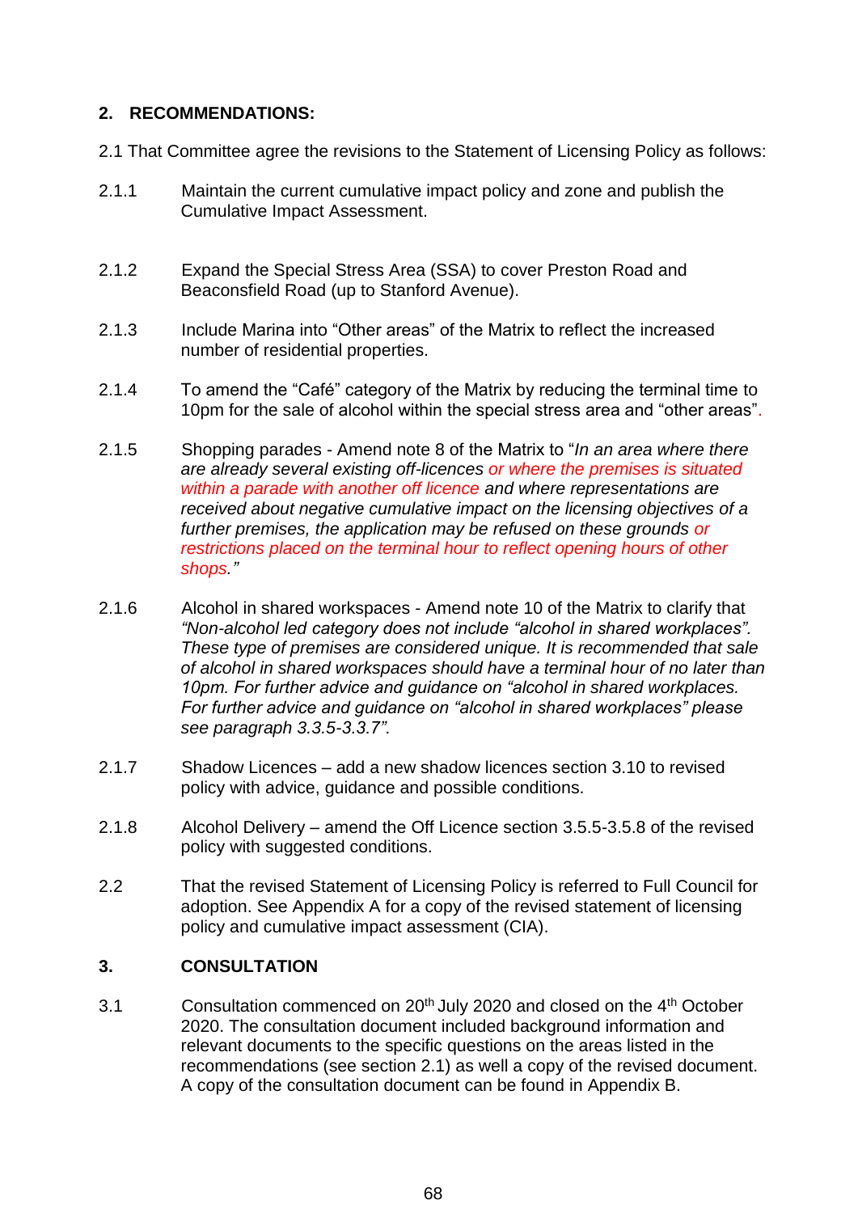## 2. RECOMMENDATIONS:

2.1 That Committee agree the revisions to the Statement of Licensing Policy as follows:

2.1.1 Maintain the current cumulative impact policy and zone and publish the Cumulative Impact Assessment.

2.1.2 Expand the Special Stress Area (SSA) to cover Preston Road and Beaconsfield Road (up to Stanford Avenue).

2.1.3 Include Marina into "Other areas" of the Matrix to reflect the increased number of residential properties.

2.1.4 To amend the "Café" category of the Matrix by reducing the terminal time to 10pm for the sale of alcohol within the special stress area and "other areas".

2.1.5 Shopping parades - Amend note 8 of the Matrix to "*In an area where there are already several existing off-licences or where the premises is situated within a parade with another off licence and where representations are received about negative cumulative impact on the licensing objectives of a further premises, the application may be refused on these grounds or restrictions placed on the terminal hour to reflect opening hours of other shops.*"

2.1.6 Alcohol in shared workspaces - Amend note 10 of the Matrix to clarify that *"Non-alcohol led category does not include "alcohol in shared workplaces". These type of premises are considered unique. It is recommended that sale of alcohol in shared workspaces should have a terminal hour of no later than 10pm. For further advice and guidance on "alcohol in shared workplaces. For further advice and guidance on "alcohol in shared workplaces" please see paragraph 3.3.5-3.3.7".*

2.1.7 Shadow Licences – add a new shadow licences section 3.10 to revised policy with advice, guidance and possible conditions.

2.1.8 Alcohol Delivery – amend the Off Licence section 3.5.5-3.5.8 of the revised policy with suggested conditions.

2.2 That the revised Statement of Licensing Policy is referred to Full Council for adoption. See Appendix A for a copy of the revised statement of licensing policy and cumulative impact assessment (CIA).

## 3. CONSULTATION

3.1 Consultation commenced on 20th July 2020 and closed on the 4th October 2020. The consultation document included background information and relevant documents to the specific questions on the areas listed in the recommendations (see section 2.1) as well a copy of the revised document. A copy of the consultation document can be found in Appendix B.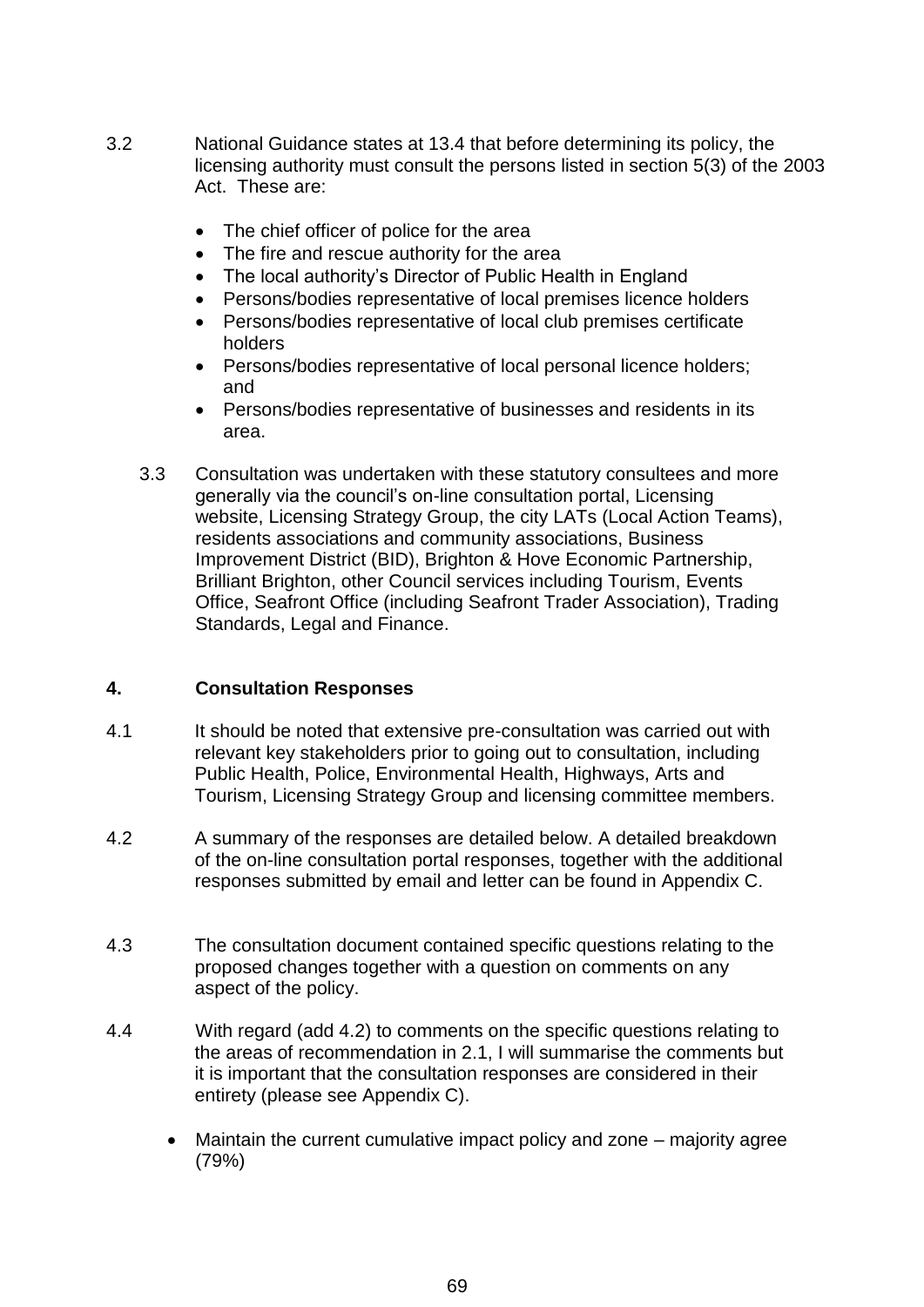3.2 National Guidance states at 13.4 that before determining its policy, the licensing authority must consult the persons listed in section 5(3) of the 2003 Act. These are:

- The chief officer of police for the area
- The fire and rescue authority for the area
- The local authority's Director of Public Health in England
- Persons/bodies representative of local premises licence holders
- Persons/bodies representative of local club premises certificate holders
- Persons/bodies representative of local personal licence holders; and
- Persons/bodies representative of businesses and residents in its area.

3.3 Consultation was undertaken with these statutory consultees and more generally via the council's on-line consultation portal, Licensing website, Licensing Strategy Group, the city LATs (Local Action Teams), residents associations and community associations, Business Improvement District (BID), Brighton & Hove Economic Partnership, Brilliant Brighton, other Council services including Tourism, Events Office, Seafront Office (including Seafront Trader Association), Trading Standards, Legal and Finance.

## 4. Consultation Responses

4.1 It should be noted that extensive pre-consultation was carried out with relevant key stakeholders prior to going out to consultation, including Public Health, Police, Environmental Health, Highways, Arts and Tourism, Licensing Strategy Group and licensing committee members.

4.2 A summary of the responses are detailed below. A detailed breakdown of the on-line consultation portal responses, together with the additional responses submitted by email and letter can be found in Appendix C.

4.3 The consultation document contained specific questions relating to the proposed changes together with a question on comments on any aspect of the policy.

4.4 With regard (add 4.2) to comments on the specific questions relating to the areas of recommendation in 2.1, I will summarise the comments but it is important that the consultation responses are considered in their entirety (please see Appendix C).

- Maintain the current cumulative impact policy and zone – majority agree (79%)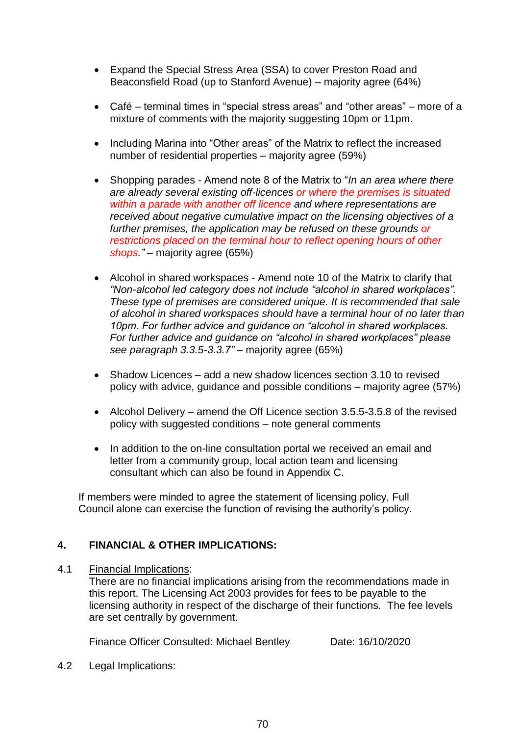- Expand the Special Stress Area (SSA) to cover Preston Road and Beaconsfield Road (up to Stanford Avenue) – majority agree (64%)

- Café – terminal times in "special stress areas" and "other areas" – more of a mixture of comments with the majority suggesting 10pm or 11pm.

- Including Marina into "Other areas" of the Matrix to reflect the increased number of residential properties – majority agree (59%)

- Shopping parades - Amend note 8 of the Matrix to "*In an area where there are already several existing off-licences or where the premises is situated within a parade with another off licence and where representations are received about negative cumulative impact on the licensing objectives of a further premises, the application may be refused on these grounds or restrictions placed on the terminal hour to reflect opening hours of other shops."* – majority agree (65%)

- Alcohol in shared workspaces - Amend note 10 of the Matrix to clarify that *"Non-alcohol led category does not include "alcohol in shared workplaces". These type of premises are considered unique. It is recommended that sale of alcohol in shared workspaces should have a terminal hour of no later than 10pm. For further advice and guidance on "alcohol in shared workplaces. For further advice and guidance on "alcohol in shared workplaces" please see paragraph 3.3.5-3.3.7"* – majority agree (65%)

- Shadow Licences – add a new shadow licences section 3.10 to revised policy with advice, guidance and possible conditions – majority agree (57%)

- Alcohol Delivery – amend the Off Licence section 3.5.5-3.5.8 of the revised policy with suggested conditions – note general comments

- In addition to the on-line consultation portal we received an email and letter from a community group, local action team and licensing consultant which can also be found in Appendix C.

If members were minded to agree the statement of licensing policy, Full Council alone can exercise the function of revising the authority's policy.

## 4. FINANCIAL & OTHER IMPLICATIONS:

4.1 Financial Implications:
There are no financial implications arising from the recommendations made in this report. The Licensing Act 2003 provides for fees to be payable to the licensing authority in respect of the discharge of their functions. The fee levels are set centrally by government.

Finance Officer Consulted: Michael Bentley Date: 16/10/2020

4.2 Legal Implications: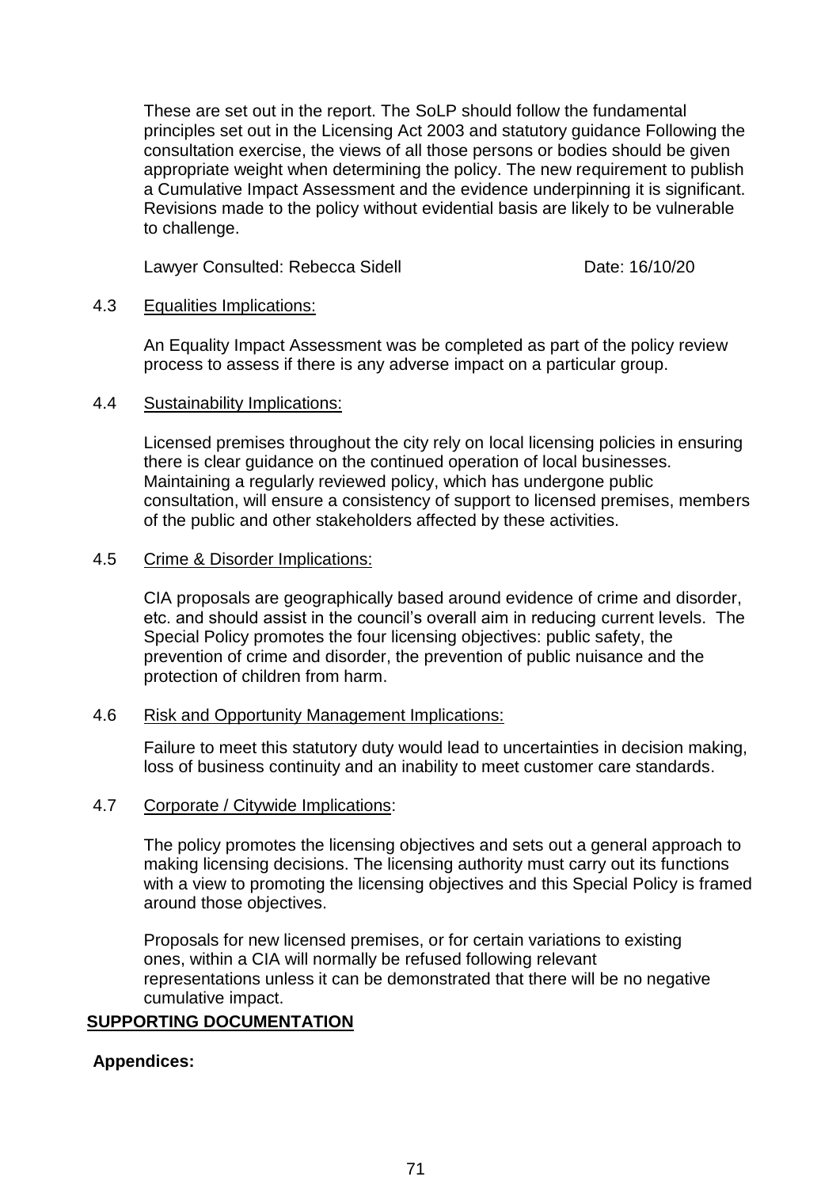These are set out in the report. The SoLP should follow the fundamental principles set out in the Licensing Act 2003 and statutory guidance Following the consultation exercise, the views of all those persons or bodies should be given appropriate weight when determining the policy. The new requirement to publish a Cumulative Impact Assessment and the evidence underpinning it is significant. Revisions made to the policy without evidential basis are likely to be vulnerable to challenge.

Lawyer Consulted: Rebecca Sidell Date: 16/10/20

4.3 Equalities Implications:

An Equality Impact Assessment was be completed as part of the policy review process to assess if there is any adverse impact on a particular group.

4.4 Sustainability Implications:

Licensed premises throughout the city rely on local licensing policies in ensuring there is clear guidance on the continued operation of local businesses. Maintaining a regularly reviewed policy, which has undergone public consultation, will ensure a consistency of support to licensed premises, members of the public and other stakeholders affected by these activities.

4.5 Crime & Disorder Implications:

CIA proposals are geographically based around evidence of crime and disorder, etc. and should assist in the council's overall aim in reducing current levels. The Special Policy promotes the four licensing objectives: public safety, the prevention of crime and disorder, the prevention of public nuisance and the protection of children from harm.

4.6 Risk and Opportunity Management Implications:

Failure to meet this statutory duty would lead to uncertainties in decision making, loss of business continuity and an inability to meet customer care standards.

4.7 Corporate / Citywide Implications:

The policy promotes the licensing objectives and sets out a general approach to making licensing decisions. The licensing authority must carry out its functions with a view to promoting the licensing objectives and this Special Policy is framed around those objectives.

Proposals for new licensed premises, or for certain variations to existing ones, within a CIA will normally be refused following relevant representations unless it can be demonstrated that there will be no negative cumulative impact.

## SUPPORTING DOCUMENTATION

**Appendices:**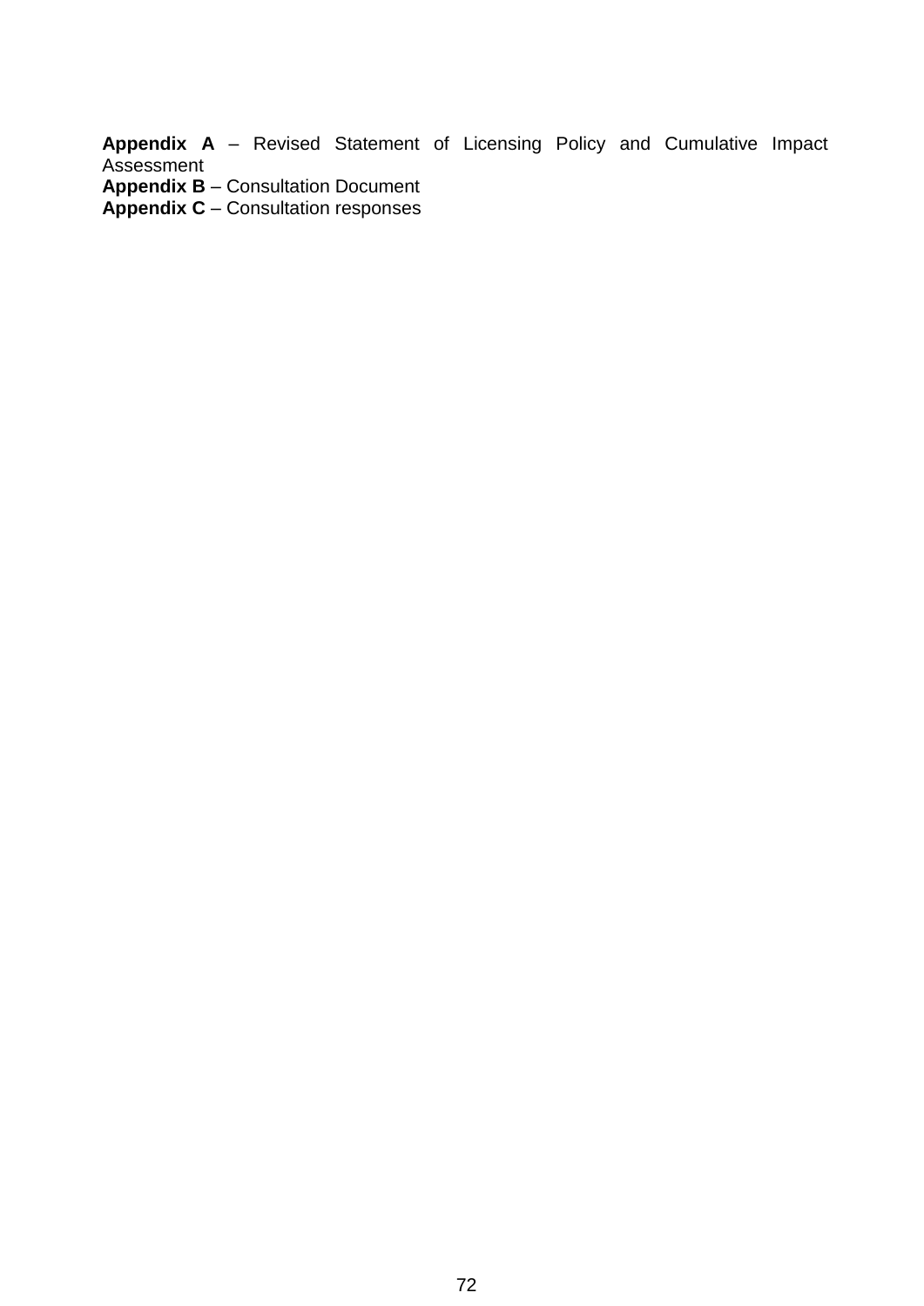**Appendix A** – Revised Statement of Licensing Policy and Cumulative Impact Assessment
**Appendix B** – Consultation Document
**Appendix C** – Consultation responses